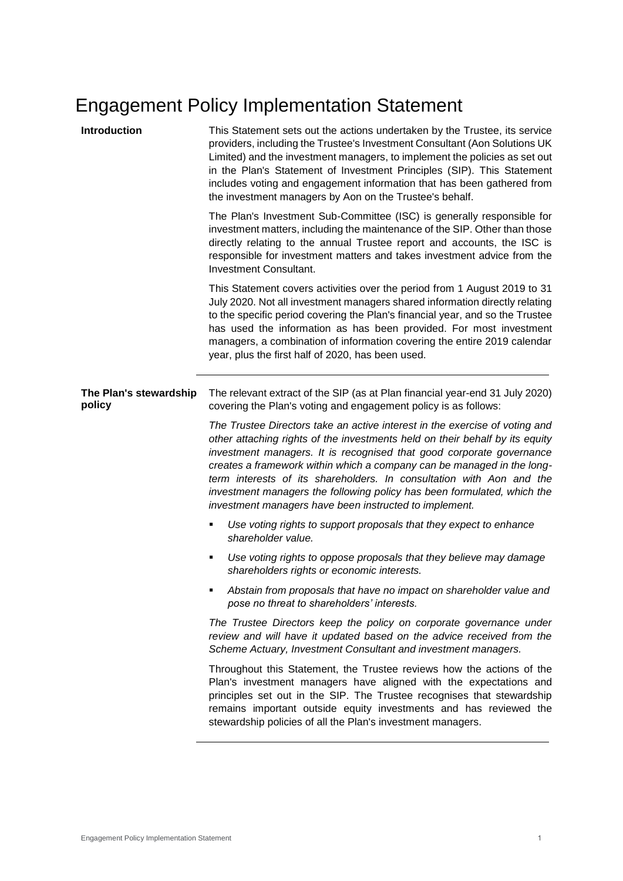# Engagement Policy Implementation Statement

## Introduction

This Statement sets out the actions undertaken by the Trustee, its service providers, including the Trustee's Investment Consultant (Aon Solutions UK Limited) and the investment managers, to implement the policies as set out in the Plan's Statement of Investment Principles (SIP). This Statement includes voting and engagement information that has been gathered from the investment managers by Aon on the Trustee's behalf.

The Plan's Investment Sub-Committee (ISC) is generally responsible for investment matters, including the maintenance of the SIP. Other than those directly relating to the annual Trustee report and accounts, the ISC is responsible for investment matters and takes investment advice from the Investment Consultant.

This Statement covers activities over the period from 1 August 2019 to 31 July 2020. Not all investment managers shared information directly relating to the specific period covering the Plan's financial year, and so the Trustee has used the information as has been provided. For most investment managers, a combination of information covering the entire 2019 calendar year, plus the first half of 2020, has been used.

## The Plan's stewardship policy

The relevant extract of the SIP (as at Plan financial year-end 31 July 2020) covering the Plan's voting and engagement policy is as follows:

*The Trustee Directors take an active interest in the exercise of voting and other attaching rights of the investments held on their behalf by its equity investment managers. It is recognised that good corporate governance creates a framework within which a company can be managed in the long-term interests of its shareholders. In consultation with Aon and the investment managers the following policy has been formulated, which the investment managers have been instructed to implement.*

- *Use voting rights to support proposals that they expect to enhance shareholder value.*
- *Use voting rights to oppose proposals that they believe may damage shareholders rights or economic interests.*
- *Abstain from proposals that have no impact on shareholder value and pose no threat to shareholders' interests.*

*The Trustee Directors keep the policy on corporate governance under review and will have it updated based on the advice received from the Scheme Actuary, Investment Consultant and investment managers.*

Throughout this Statement, the Trustee reviews how the actions of the Plan's investment managers have aligned with the expectations and principles set out in the SIP. The Trustee recognises that stewardship remains important outside equity investments and has reviewed the stewardship policies of all the Plan's investment managers.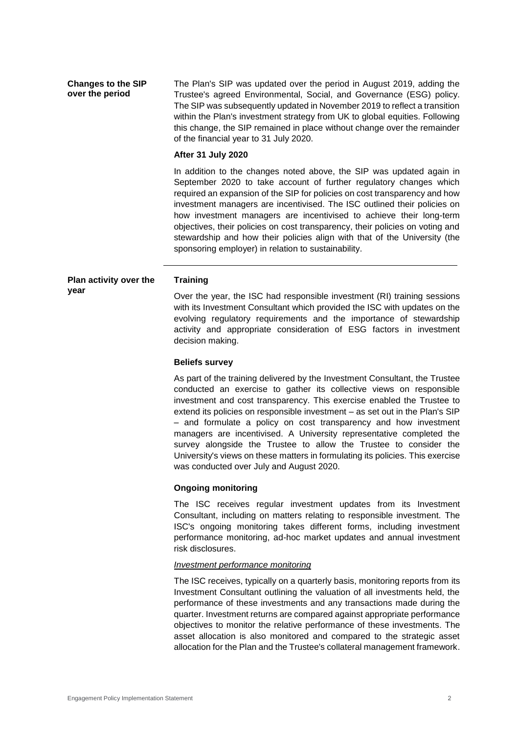## Changes to the SIP over the period

The Plan's SIP was updated over the period in August 2019, adding the Trustee's agreed Environmental, Social, and Governance (ESG) policy. The SIP was subsequently updated in November 2019 to reflect a transition within the Plan's investment strategy from UK to global equities. Following this change, the SIP remained in place without change over the remainder of the financial year to 31 July 2020.

**After 31 July 2020**

In addition to the changes noted above, the SIP was updated again in September 2020 to take account of further regulatory changes which required an expansion of the SIP for policies on cost transparency and how investment managers are incentivised. The ISC outlined their policies on how investment managers are incentivised to achieve their long-term objectives, their policies on cost transparency, their policies on voting and stewardship and how their policies align with that of the University (the sponsoring employer) in relation to sustainability.

## Plan activity over the year

**Training**

Over the year, the ISC had responsible investment (RI) training sessions with its Investment Consultant which provided the ISC with updates on the evolving regulatory requirements and the importance of stewardship activity and appropriate consideration of ESG factors in investment decision making.

**Beliefs survey**

As part of the training delivered by the Investment Consultant, the Trustee conducted an exercise to gather its collective views on responsible investment and cost transparency. This exercise enabled the Trustee to extend its policies on responsible investment – as set out in the Plan's SIP – and formulate a policy on cost transparency and how investment managers are incentivised. A University representative completed the survey alongside the Trustee to allow the Trustee to consider the University's views on these matters in formulating its policies. This exercise was conducted over July and August 2020.

**Ongoing monitoring**

The ISC receives regular investment updates from its Investment Consultant, including on matters relating to responsible investment. The ISC's ongoing monitoring takes different forms, including investment performance monitoring, ad-hoc market updates and annual investment risk disclosures.

*Investment performance monitoring*

The ISC receives, typically on a quarterly basis, monitoring reports from its Investment Consultant outlining the valuation of all investments held, the performance of these investments and any transactions made during the quarter. Investment returns are compared against appropriate performance objectives to monitor the relative performance of these investments. The asset allocation is also monitored and compared to the strategic asset allocation for the Plan and the Trustee's collateral management framework.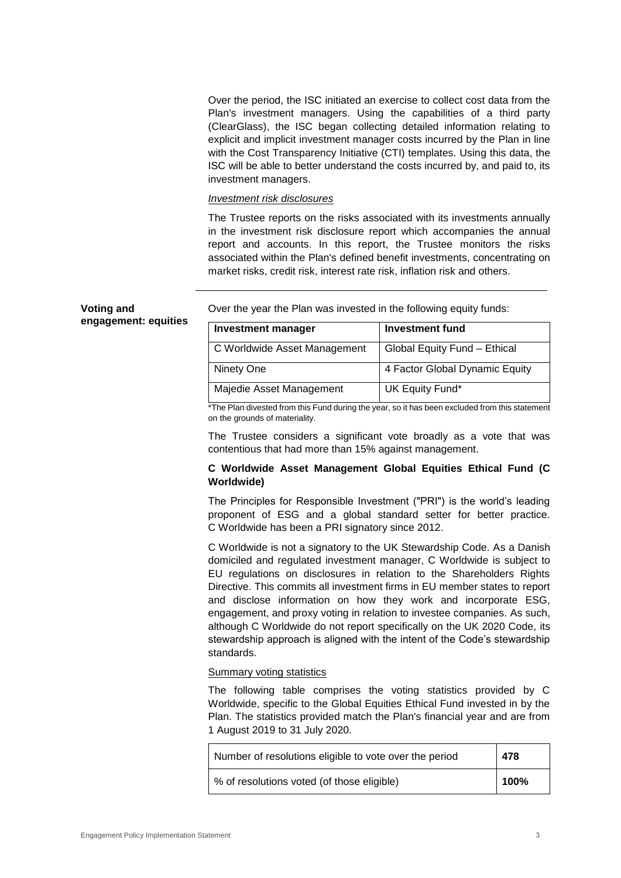Over the period, the ISC initiated an exercise to collect cost data from the Plan's investment managers. Using the capabilities of a third party (ClearGlass), the ISC began collecting detailed information relating to explicit and implicit investment manager costs incurred by the Plan in line with the Cost Transparency Initiative (CTI) templates. Using this data, the ISC will be able to better understand the costs incurred by, and paid to, its investment managers.

*Investment risk disclosures*

The Trustee reports on the risks associated with its investments annually in the investment risk disclosure report which accompanies the annual report and accounts. In this report, the Trustee monitors the risks associated within the Plan's defined benefit investments, concentrating on market risks, credit risk, interest rate risk, inflation risk and others.

---

**Voting and engagement: equities**

Over the year the Plan was invested in the following equity funds:

| Investment manager | Investment fund |
|---|---|
| C Worldwide Asset Management | Global Equity Fund – Ethical |
| Ninety One | 4 Factor Global Dynamic Equity |
| Majedie Asset Management | UK Equity Fund* |

*The Plan divested from this Fund during the year, so it has been excluded from this statement on the grounds of materiality.

The Trustee considers a significant vote broadly as a vote that was contentious that had more than 15% against management.

**C Worldwide Asset Management Global Equities Ethical Fund (C Worldwide)**

The Principles for Responsible Investment ("PRI") is the world's leading proponent of ESG and a global standard setter for better practice. C Worldwide has been a PRI signatory since 2012.

C Worldwide is not a signatory to the UK Stewardship Code. As a Danish domiciled and regulated investment manager, C Worldwide is subject to EU regulations on disclosures in relation to the Shareholders Rights Directive. This commits all investment firms in EU member states to report and disclose information on how they work and incorporate ESG, engagement, and proxy voting in relation to investee companies. As such, although C Worldwide do not report specifically on the UK 2020 Code, its stewardship approach is aligned with the intent of the Code's stewardship standards.

Summary voting statistics

The following table comprises the voting statistics provided by C Worldwide, specific to the Global Equities Ethical Fund invested in by the Plan. The statistics provided match the Plan's financial year and are from 1 August 2019 to 31 July 2020.

| | |
|---|---|
| Number of resolutions eligible to vote over the period | **478** |
| % of resolutions voted (of those eligible) | **100%** |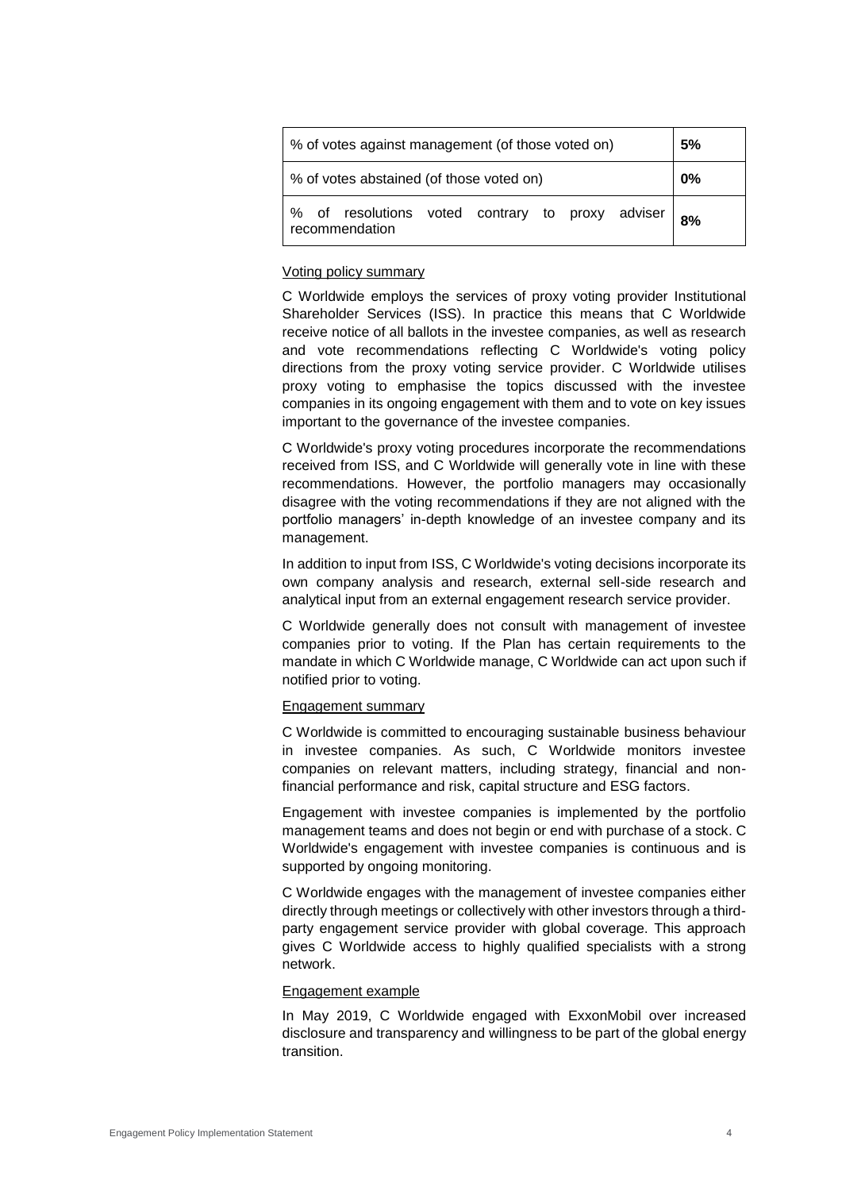| % of votes against management (of those voted on) | **5%** |
|---|---|
| % of votes abstained (of those voted on) | **0%** |
| % of resolutions voted contrary to proxy adviser recommendation | **8%** |

Voting policy summary

C Worldwide employs the services of proxy voting provider Institutional Shareholder Services (ISS). In practice this means that C Worldwide receive notice of all ballots in the investee companies, as well as research and vote recommendations reflecting C Worldwide's voting policy directions from the proxy voting service provider. C Worldwide utilises proxy voting to emphasise the topics discussed with the investee companies in its ongoing engagement with them and to vote on key issues important to the governance of the investee companies.

C Worldwide's proxy voting procedures incorporate the recommendations received from ISS, and C Worldwide will generally vote in line with these recommendations. However, the portfolio managers may occasionally disagree with the voting recommendations if they are not aligned with the portfolio managers' in-depth knowledge of an investee company and its management.

In addition to input from ISS, C Worldwide's voting decisions incorporate its own company analysis and research, external sell-side research and analytical input from an external engagement research service provider.

C Worldwide generally does not consult with management of investee companies prior to voting. If the Plan has certain requirements to the mandate in which C Worldwide manage, C Worldwide can act upon such if notified prior to voting.

Engagement summary

C Worldwide is committed to encouraging sustainable business behaviour in investee companies. As such, C Worldwide monitors investee companies on relevant matters, including strategy, financial and non-financial performance and risk, capital structure and ESG factors.

Engagement with investee companies is implemented by the portfolio management teams and does not begin or end with purchase of a stock. C Worldwide's engagement with investee companies is continuous and is supported by ongoing monitoring.

C Worldwide engages with the management of investee companies either directly through meetings or collectively with other investors through a third-party engagement service provider with global coverage. This approach gives C Worldwide access to highly qualified specialists with a strong network.

Engagement example

In May 2019, C Worldwide engaged with ExxonMobil over increased disclosure and transparency and willingness to be part of the global energy transition.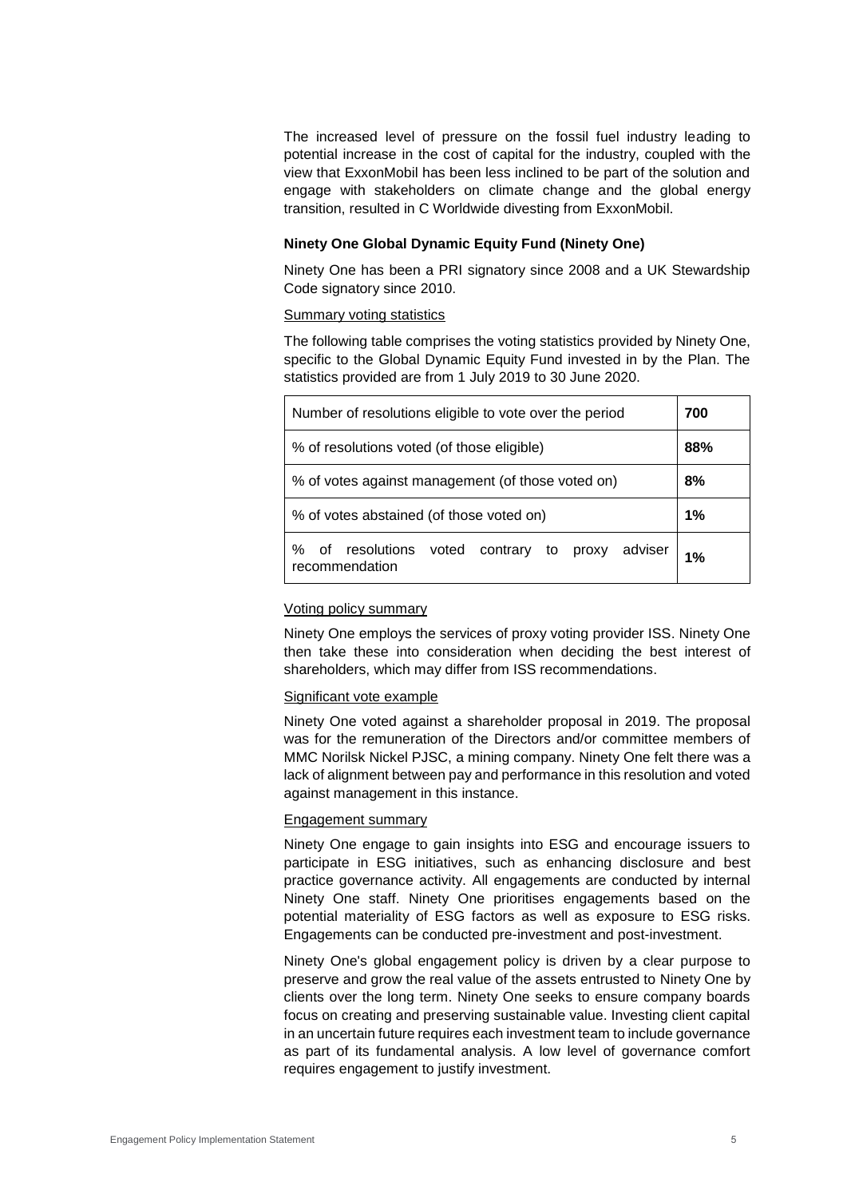The increased level of pressure on the fossil fuel industry leading to potential increase in the cost of capital for the industry, coupled with the view that ExxonMobil has been less inclined to be part of the solution and engage with stakeholders on climate change and the global energy transition, resulted in C Worldwide divesting from ExxonMobil.

**Ninety One Global Dynamic Equity Fund (Ninety One)**

Ninety One has been a PRI signatory since 2008 and a UK Stewardship Code signatory since 2010.

<u>Summary voting statistics</u>

The following table comprises the voting statistics provided by Ninety One, specific to the Global Dynamic Equity Fund invested in by the Plan. The statistics provided are from 1 July 2019 to 30 June 2020.

| Number of resolutions eligible to vote over the period | **700** |
|---|---|
| % of resolutions voted (of those eligible) | **88%** |
| % of votes against management (of those voted on) | **8%** |
| % of votes abstained (of those voted on) | **1%** |
| % of resolutions voted contrary to proxy adviser recommendation | **1%** |

<u>Voting policy summary</u>

Ninety One employs the services of proxy voting provider ISS. Ninety One then take these into consideration when deciding the best interest of shareholders, which may differ from ISS recommendations.

<u>Significant vote example</u>

Ninety One voted against a shareholder proposal in 2019. The proposal was for the remuneration of the Directors and/or committee members of MMC Norilsk Nickel PJSC, a mining company. Ninety One felt there was a lack of alignment between pay and performance in this resolution and voted against management in this instance.

<u>Engagement summary</u>

Ninety One engage to gain insights into ESG and encourage issuers to participate in ESG initiatives, such as enhancing disclosure and best practice governance activity. All engagements are conducted by internal Ninety One staff. Ninety One prioritises engagements based on the potential materiality of ESG factors as well as exposure to ESG risks. Engagements can be conducted pre-investment and post-investment.

Ninety One's global engagement policy is driven by a clear purpose to preserve and grow the real value of the assets entrusted to Ninety One by clients over the long term. Ninety One seeks to ensure company boards focus on creating and preserving sustainable value. Investing client capital in an uncertain future requires each investment team to include governance as part of its fundamental analysis. A low level of governance comfort requires engagement to justify investment.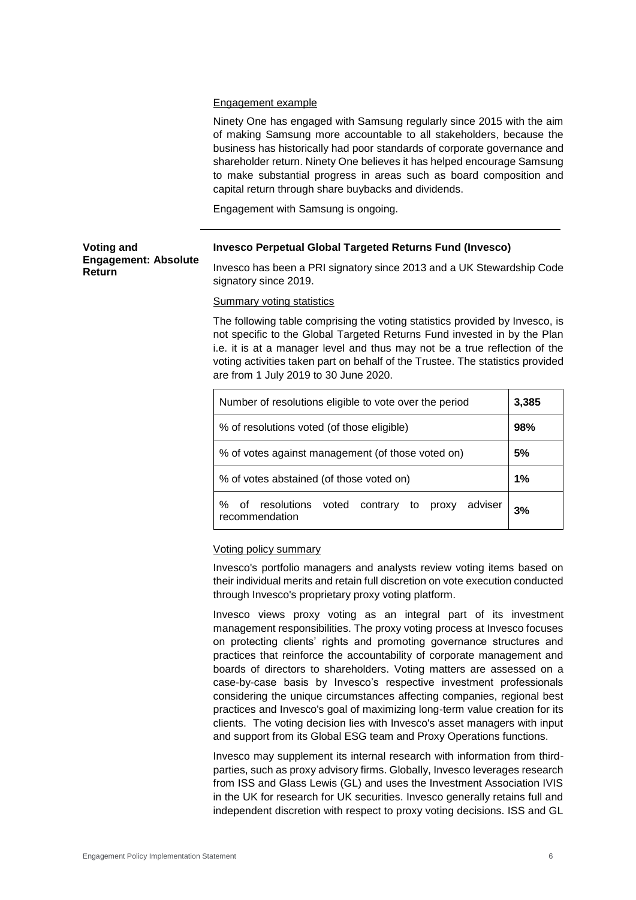Engagement example

Ninety One has engaged with Samsung regularly since 2015 with the aim of making Samsung more accountable to all stakeholders, because the business has historically had poor standards of corporate governance and shareholder return. Ninety One believes it has helped encourage Samsung to make substantial progress in areas such as board composition and capital return through share buybacks and dividends.

Engagement with Samsung is ongoing.

---

**Voting and Engagement: Absolute Return**

**Invesco Perpetual Global Targeted Returns Fund (Invesco)**

Invesco has been a PRI signatory since 2013 and a UK Stewardship Code signatory since 2019.

Summary voting statistics

The following table comprising the voting statistics provided by Invesco, is not specific to the Global Targeted Returns Fund invested in by the Plan i.e. it is at a manager level and thus may not be a true reflection of the voting activities taken part on behalf of the Trustee. The statistics provided are from 1 July 2019 to 30 June 2020.

| Number of resolutions eligible to vote over the period | **3,385** |
|---|---|
| % of resolutions voted (of those eligible) | **98%** |
| % of votes against management (of those voted on) | **5%** |
| % of votes abstained (of those voted on) | **1%** |
| % of resolutions voted contrary to proxy adviser recommendation | **3%** |

Voting policy summary

Invesco's portfolio managers and analysts review voting items based on their individual merits and retain full discretion on vote execution conducted through Invesco's proprietary proxy voting platform.

Invesco views proxy voting as an integral part of its investment management responsibilities. The proxy voting process at Invesco focuses on protecting clients' rights and promoting governance structures and practices that reinforce the accountability of corporate management and boards of directors to shareholders. Voting matters are assessed on a case-by-case basis by Invesco's respective investment professionals considering the unique circumstances affecting companies, regional best practices and Invesco's goal of maximizing long-term value creation for its clients. The voting decision lies with Invesco's asset managers with input and support from its Global ESG team and Proxy Operations functions.

Invesco may supplement its internal research with information from third-parties, such as proxy advisory firms. Globally, Invesco leverages research from ISS and Glass Lewis (GL) and uses the Investment Association IVIS in the UK for research for UK securities. Invesco generally retains full and independent discretion with respect to proxy voting decisions. ISS and GL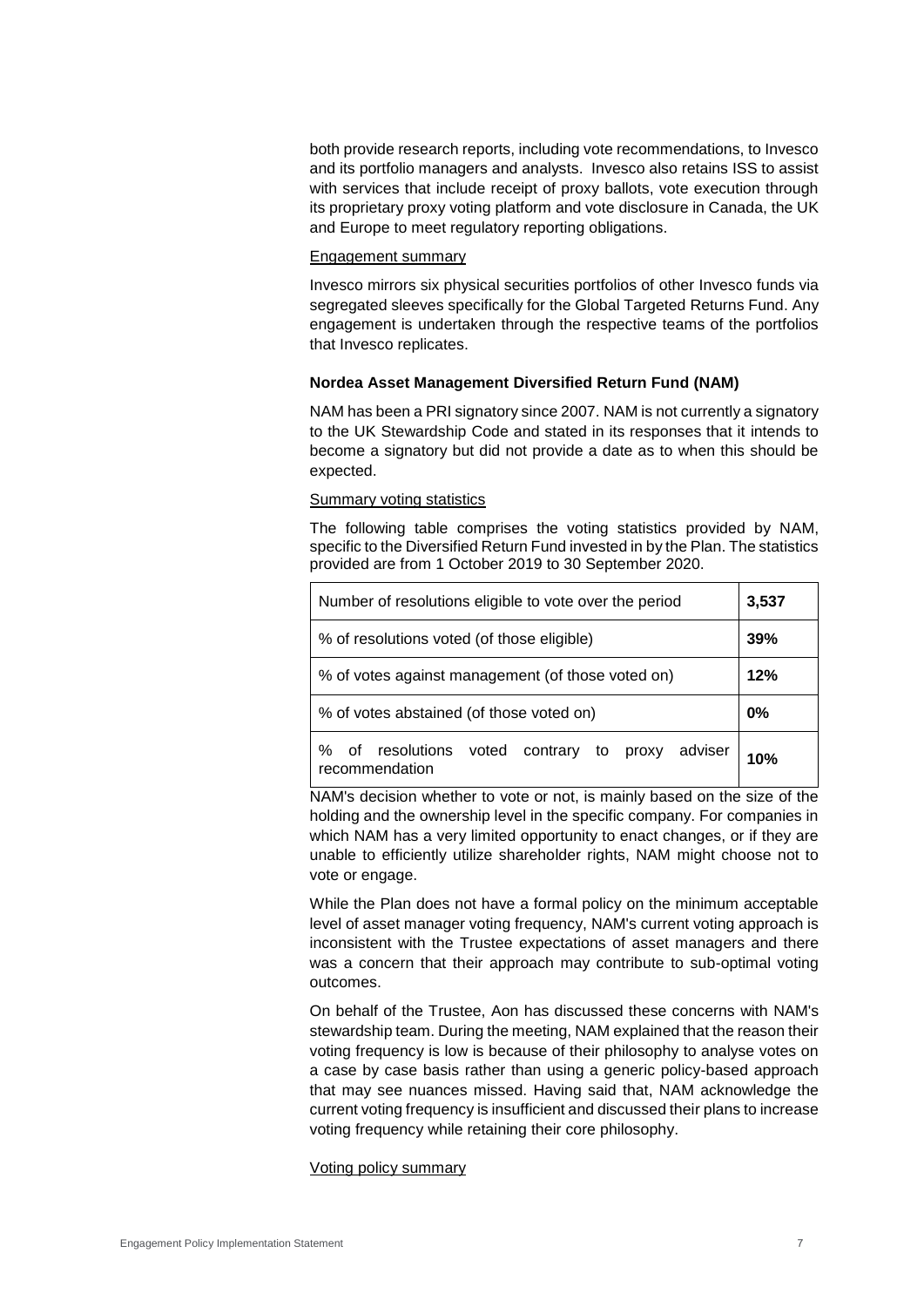both provide research reports, including vote recommendations, to Invesco and its portfolio managers and analysts. Invesco also retains ISS to assist with services that include receipt of proxy ballots, vote execution through its proprietary proxy voting platform and vote disclosure in Canada, the UK and Europe to meet regulatory reporting obligations.

Engagement summary

Invesco mirrors six physical securities portfolios of other Invesco funds via segregated sleeves specifically for the Global Targeted Returns Fund. Any engagement is undertaken through the respective teams of the portfolios that Invesco replicates.

**Nordea Asset Management Diversified Return Fund (NAM)**

NAM has been a PRI signatory since 2007. NAM is not currently a signatory to the UK Stewardship Code and stated in its responses that it intends to become a signatory but did not provide a date as to when this should be expected.

Summary voting statistics

The following table comprises the voting statistics provided by NAM, specific to the Diversified Return Fund invested in by the Plan. The statistics provided are from 1 October 2019 to 30 September 2020.

| | |
|---|---|
| Number of resolutions eligible to vote over the period | **3,537** |
| % of resolutions voted (of those eligible) | **39%** |
| % of votes against management (of those voted on) | **12%** |
| % of votes abstained (of those voted on) | **0%** |
| % of resolutions voted contrary to proxy adviser recommendation | **10%** |

NAM's decision whether to vote or not, is mainly based on the size of the holding and the ownership level in the specific company. For companies in which NAM has a very limited opportunity to enact changes, or if they are unable to efficiently utilize shareholder rights, NAM might choose not to vote or engage.

While the Plan does not have a formal policy on the minimum acceptable level of asset manager voting frequency, NAM's current voting approach is inconsistent with the Trustee expectations of asset managers and there was a concern that their approach may contribute to sub-optimal voting outcomes.

On behalf of the Trustee, Aon has discussed these concerns with NAM's stewardship team. During the meeting, NAM explained that the reason their voting frequency is low is because of their philosophy to analyse votes on a case by case basis rather than using a generic policy-based approach that may see nuances missed. Having said that, NAM acknowledge the current voting frequency is insufficient and discussed their plans to increase voting frequency while retaining their core philosophy.

Voting policy summary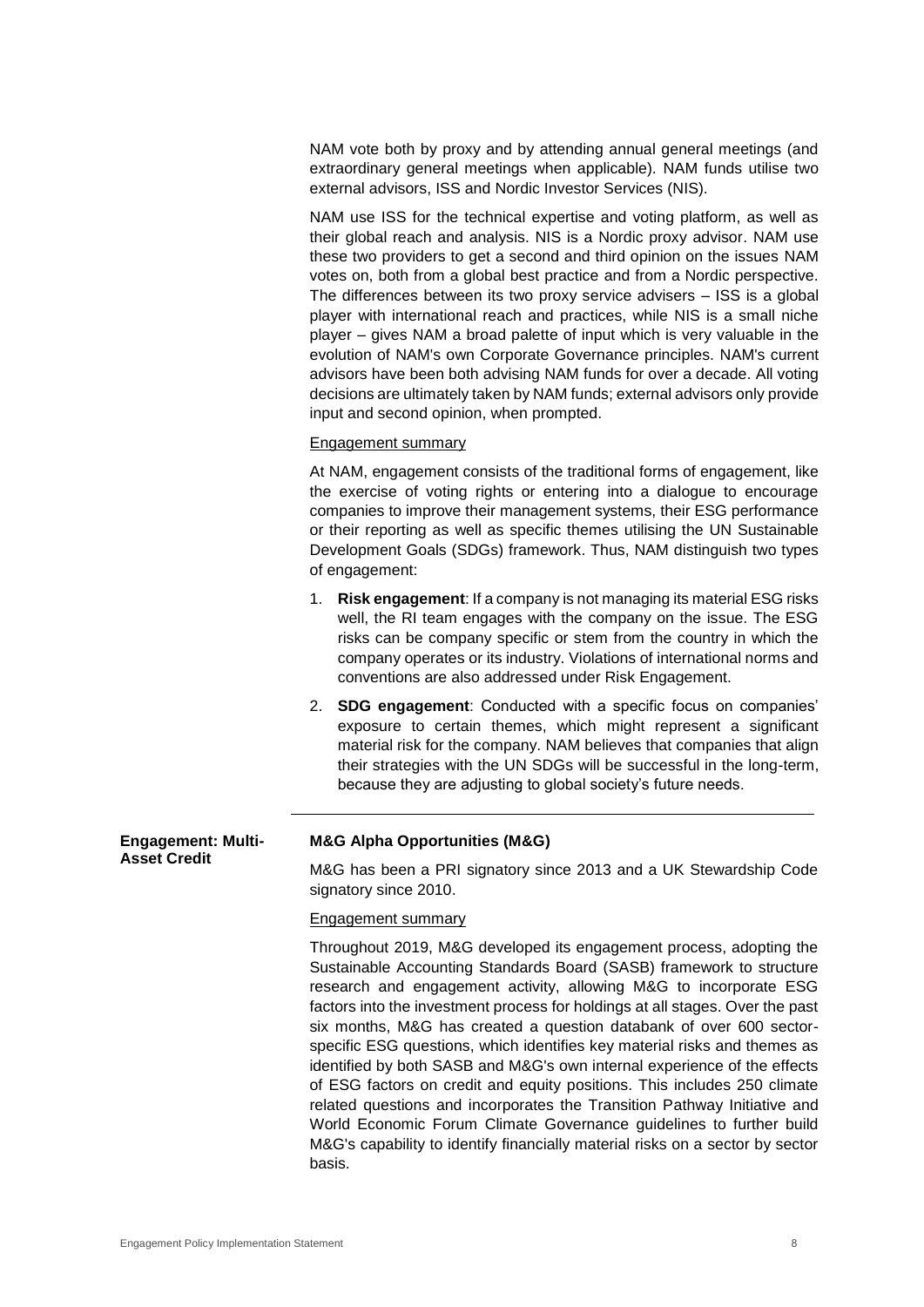NAM vote both by proxy and by attending annual general meetings (and extraordinary general meetings when applicable). NAM funds utilise two external advisors, ISS and Nordic Investor Services (NIS).

NAM use ISS for the technical expertise and voting platform, as well as their global reach and analysis. NIS is a Nordic proxy advisor. NAM use these two providers to get a second and third opinion on the issues NAM votes on, both from a global best practice and from a Nordic perspective. The differences between its two proxy service advisers – ISS is a global player with international reach and practices, while NIS is a small niche player – gives NAM a broad palette of input which is very valuable in the evolution of NAM's own Corporate Governance principles. NAM's current advisors have been both advising NAM funds for over a decade. All voting decisions are ultimately taken by NAM funds; external advisors only provide input and second opinion, when prompted.

Engagement summary

At NAM, engagement consists of the traditional forms of engagement, like the exercise of voting rights or entering into a dialogue to encourage companies to improve their management systems, their ESG performance or their reporting as well as specific themes utilising the UN Sustainable Development Goals (SDGs) framework. Thus, NAM distinguish two types of engagement:

1. **Risk engagement**: If a company is not managing its material ESG risks well, the RI team engages with the company on the issue. The ESG risks can be company specific or stem from the country in which the company operates or its industry. Violations of international norms and conventions are also addressed under Risk Engagement.
2. **SDG engagement**: Conducted with a specific focus on companies' exposure to certain themes, which might represent a significant material risk for the company. NAM believes that companies that align their strategies with the UN SDGs will be successful in the long-term, because they are adjusting to global society's future needs.

---

**Engagement: Multi-Asset Credit**

**M&G Alpha Opportunities (M&G)**

M&G has been a PRI signatory since 2013 and a UK Stewardship Code signatory since 2010.

Engagement summary

Throughout 2019, M&G developed its engagement process, adopting the Sustainable Accounting Standards Board (SASB) framework to structure research and engagement activity, allowing M&G to incorporate ESG factors into the investment process for holdings at all stages. Over the past six months, M&G has created a question databank of over 600 sector-specific ESG questions, which identifies key material risks and themes as identified by both SASB and M&G's own internal experience of the effects of ESG factors on credit and equity positions. This includes 250 climate related questions and incorporates the Transition Pathway Initiative and World Economic Forum Climate Governance guidelines to further build M&G's capability to identify financially material risks on a sector by sector basis.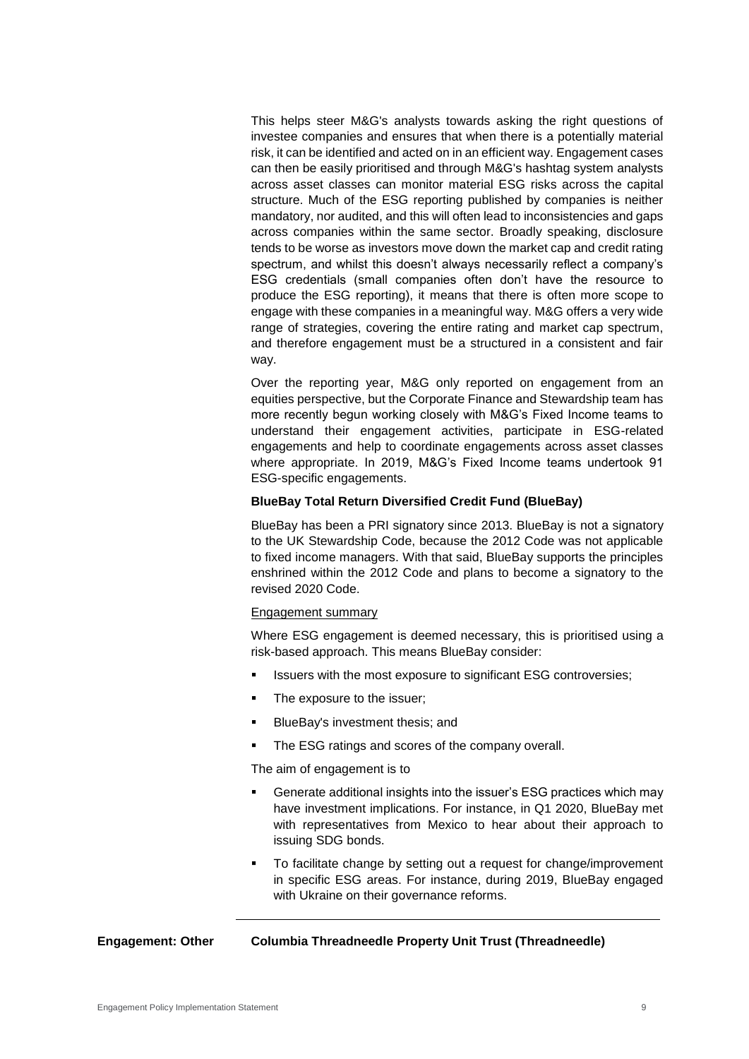This helps steer M&G's analysts towards asking the right questions of investee companies and ensures that when there is a potentially material risk, it can be identified and acted on in an efficient way. Engagement cases can then be easily prioritised and through M&G's hashtag system analysts across asset classes can monitor material ESG risks across the capital structure. Much of the ESG reporting published by companies is neither mandatory, nor audited, and this will often lead to inconsistencies and gaps across companies within the same sector. Broadly speaking, disclosure tends to be worse as investors move down the market cap and credit rating spectrum, and whilst this doesn't always necessarily reflect a company's ESG credentials (small companies often don't have the resource to produce the ESG reporting), it means that there is often more scope to engage with these companies in a meaningful way. M&G offers a very wide range of strategies, covering the entire rating and market cap spectrum, and therefore engagement must be a structured in a consistent and fair way.

Over the reporting year, M&G only reported on engagement from an equities perspective, but the Corporate Finance and Stewardship team has more recently begun working closely with M&G's Fixed Income teams to understand their engagement activities, participate in ESG-related engagements and help to coordinate engagements across asset classes where appropriate. In 2019, M&G's Fixed Income teams undertook 91 ESG-specific engagements.

**BlueBay Total Return Diversified Credit Fund (BlueBay)**

BlueBay has been a PRI signatory since 2013. BlueBay is not a signatory to the UK Stewardship Code, because the 2012 Code was not applicable to fixed income managers. With that said, BlueBay supports the principles enshrined within the 2012 Code and plans to become a signatory to the revised 2020 Code.

Engagement summary

Where ESG engagement is deemed necessary, this is prioritised using a risk-based approach. This means BlueBay consider:

- Issuers with the most exposure to significant ESG controversies;
- The exposure to the issuer;
- BlueBay's investment thesis; and
- The ESG ratings and scores of the company overall.

The aim of engagement is to

- Generate additional insights into the issuer's ESG practices which may have investment implications. For instance, in Q1 2020, BlueBay met with representatives from Mexico to hear about their approach to issuing SDG bonds.
- To facilitate change by setting out a request for change/improvement in specific ESG areas. For instance, during 2019, BlueBay engaged with Ukraine on their governance reforms.

---

**Engagement: Other** **Columbia Threadneedle Property Unit Trust (Threadneedle)**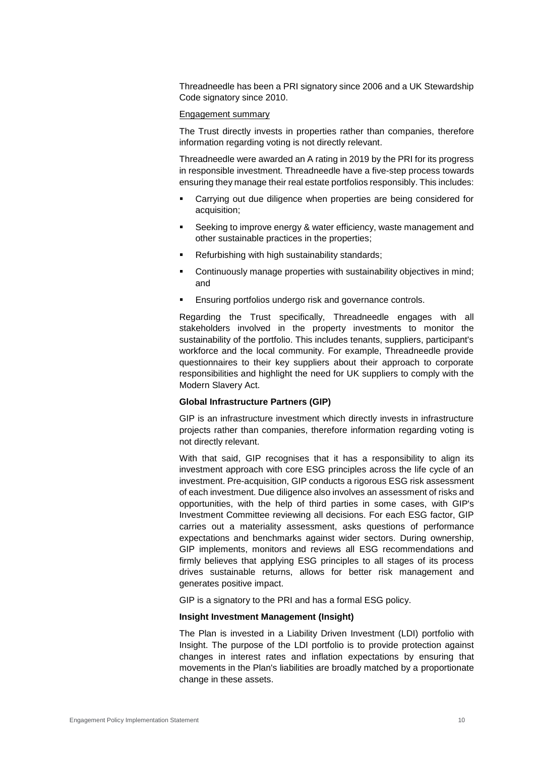Threadneedle has been a PRI signatory since 2006 and a UK Stewardship Code signatory since 2010.

Engagement summary

The Trust directly invests in properties rather than companies, therefore information regarding voting is not directly relevant.

Threadneedle were awarded an A rating in 2019 by the PRI for its progress in responsible investment. Threadneedle have a five-step process towards ensuring they manage their real estate portfolios responsibly. This includes:

- Carrying out due diligence when properties are being considered for acquisition;
- Seeking to improve energy & water efficiency, waste management and other sustainable practices in the properties;
- Refurbishing with high sustainability standards;
- Continuously manage properties with sustainability objectives in mind; and
- Ensuring portfolios undergo risk and governance controls.

Regarding the Trust specifically, Threadneedle engages with all stakeholders involved in the property investments to monitor the sustainability of the portfolio. This includes tenants, suppliers, participant's workforce and the local community. For example, Threadneedle provide questionnaires to their key suppliers about their approach to corporate responsibilities and highlight the need for UK suppliers to comply with the Modern Slavery Act.

**Global Infrastructure Partners (GIP)**

GIP is an infrastructure investment which directly invests in infrastructure projects rather than companies, therefore information regarding voting is not directly relevant.

With that said, GIP recognises that it has a responsibility to align its investment approach with core ESG principles across the life cycle of an investment. Pre-acquisition, GIP conducts a rigorous ESG risk assessment of each investment. Due diligence also involves an assessment of risks and opportunities, with the help of third parties in some cases, with GIP's Investment Committee reviewing all decisions. For each ESG factor, GIP carries out a materiality assessment, asks questions of performance expectations and benchmarks against wider sectors. During ownership, GIP implements, monitors and reviews all ESG recommendations and firmly believes that applying ESG principles to all stages of its process drives sustainable returns, allows for better risk management and generates positive impact.

GIP is a signatory to the PRI and has a formal ESG policy.

**Insight Investment Management (Insight)**

The Plan is invested in a Liability Driven Investment (LDI) portfolio with Insight. The purpose of the LDI portfolio is to provide protection against changes in interest rates and inflation expectations by ensuring that movements in the Plan's liabilities are broadly matched by a proportionate change in these assets.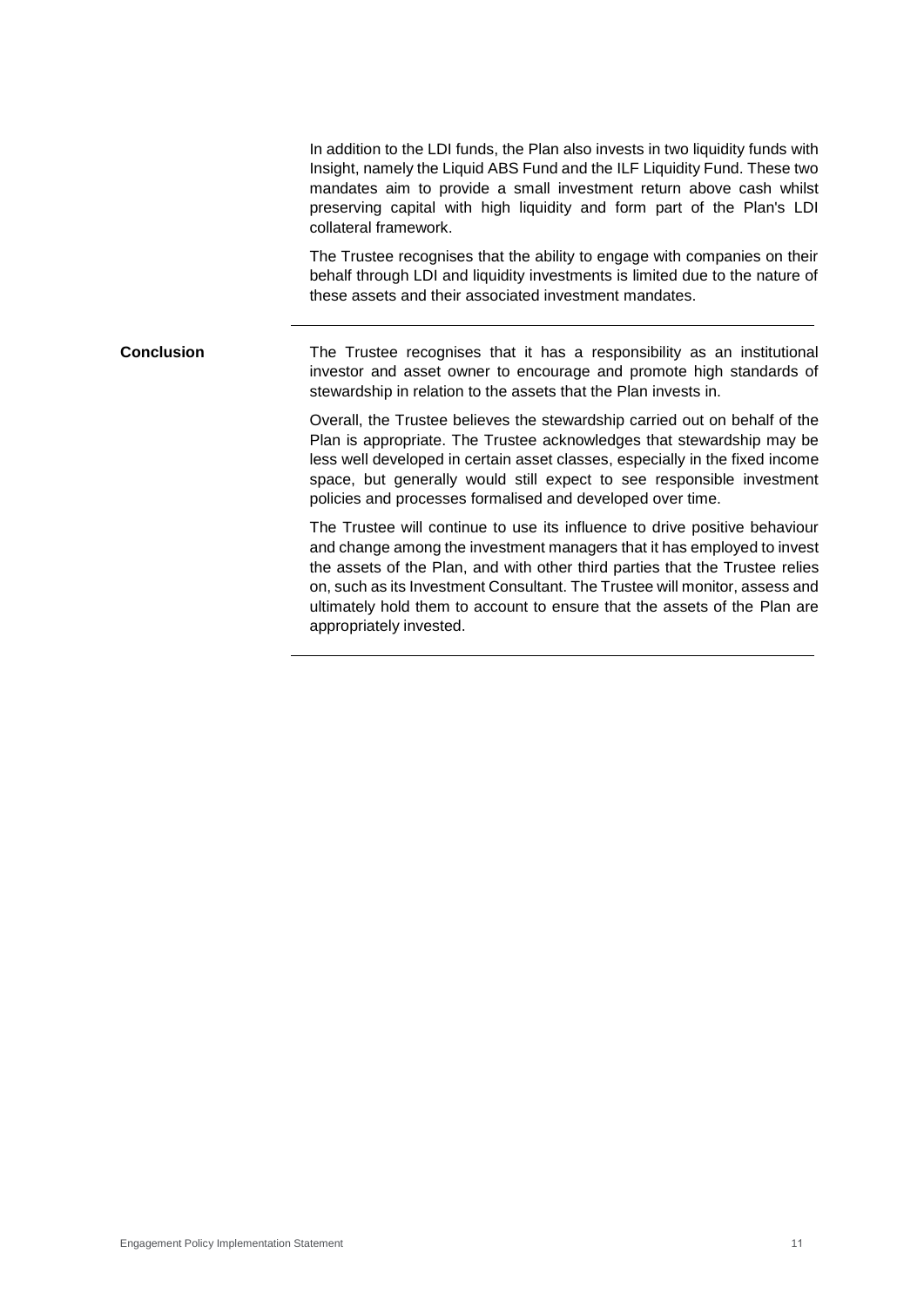In addition to the LDI funds, the Plan also invests in two liquidity funds with Insight, namely the Liquid ABS Fund and the ILF Liquidity Fund. These two mandates aim to provide a small investment return above cash whilst preserving capital with high liquidity and form part of the Plan's LDI collateral framework.

The Trustee recognises that the ability to engage with companies on their behalf through LDI and liquidity investments is limited due to the nature of these assets and their associated investment mandates.

**Conclusion**

The Trustee recognises that it has a responsibility as an institutional investor and asset owner to encourage and promote high standards of stewardship in relation to the assets that the Plan invests in.

Overall, the Trustee believes the stewardship carried out on behalf of the Plan is appropriate. The Trustee acknowledges that stewardship may be less well developed in certain asset classes, especially in the fixed income space, but generally would still expect to see responsible investment policies and processes formalised and developed over time.

The Trustee will continue to use its influence to drive positive behaviour and change among the investment managers that it has employed to invest the assets of the Plan, and with other third parties that the Trustee relies on, such as its Investment Consultant. The Trustee will monitor, assess and ultimately hold them to account to ensure that the assets of the Plan are appropriately invested.